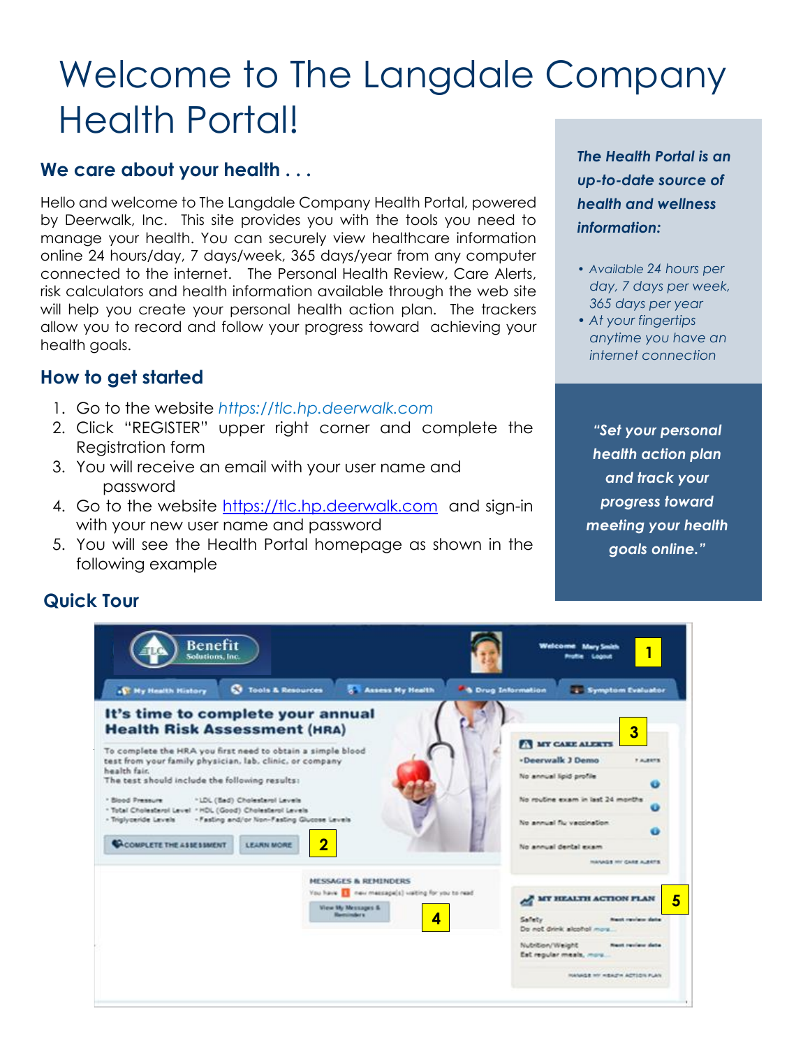# Welcome to The Langdale Company Health Portal!

## We care about your health . . .

Hello and welcome to The Langdale Company Health Portal, powered by Deerwalk, Inc. This site provides you with the tools you need to manage your health. You can securely view healthcare information online 24 hours/day, 7 days/week, 365 days/year from any computer connected to the internet. The Personal Health Review, Care Alerts, risk calculators and health information available through the web site will help you create your personal health action plan. The trackers allow you to record and follow your progress toward achieving your health goals.

## How to get started

1. Go to the website *https://tlc.hp.deerwalk.com*
2. Click "REGISTER" upper right corner and complete the Registration form
3. You will receive an email with your user name and password
4. Go to the website https://tlc.hp.deerwalk.com and sign-in with your new user name and password
5. You will see the Health Portal homepage as shown in the following example

***The Health Portal is an up-to-date source of health and wellness information:***

- *Available 24 hours per day, 7 days per week, 365 days per year*
- *At your fingertips anytime you have an internet connection*

***"Set your personal health action plan and track your progress toward meeting your health goals online."***

## Quick Tour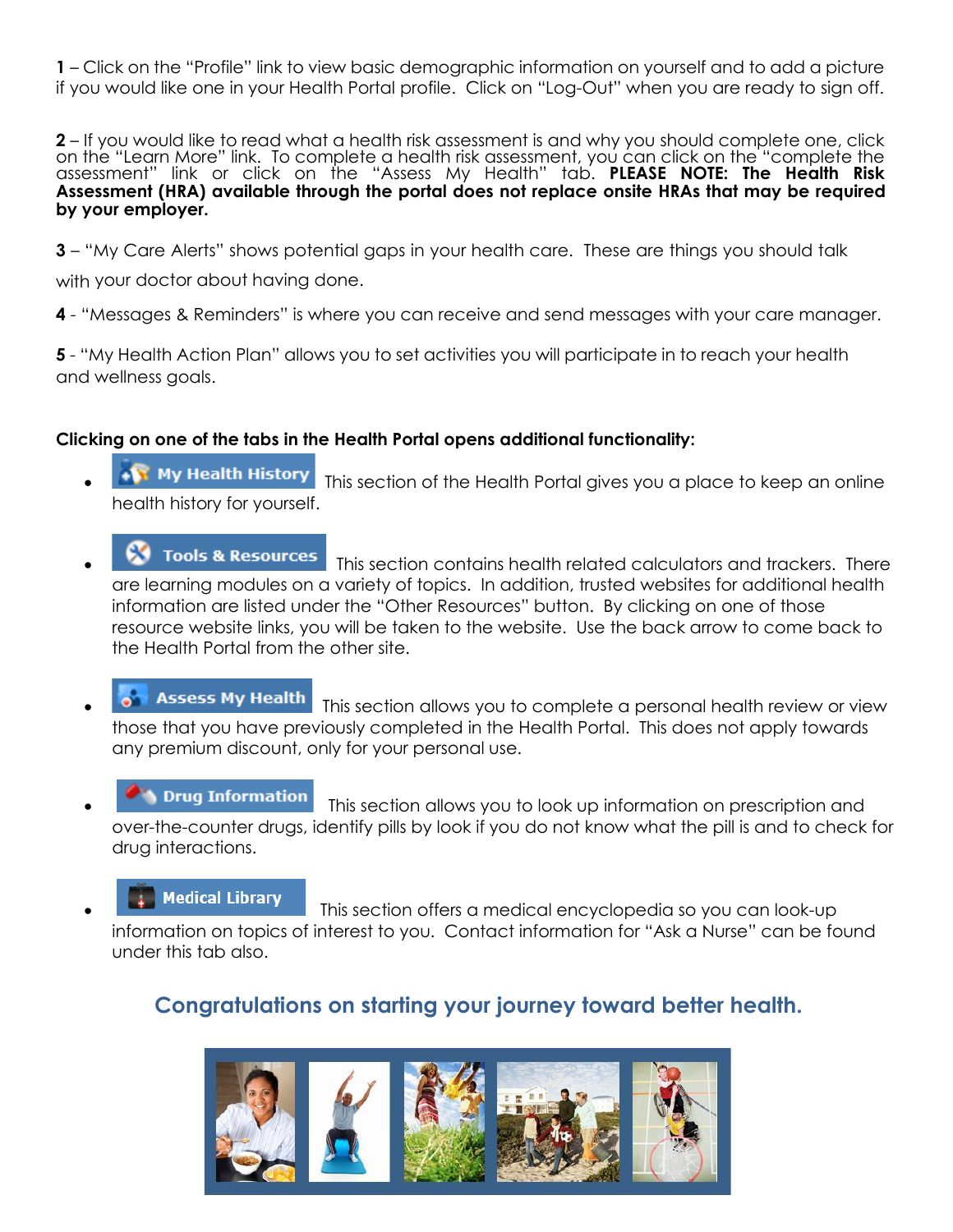**1** – Click on the “Profile” link to view basic demographic information on yourself and to add a picture if you would like one in your Health Portal profile. Click on “Log-Out” when you are ready to sign off.

**2** – If you would like to read what a health risk assessment is and why you should complete one, click on the “Learn More” link. To complete a health risk assessment, you can click on the “complete the assessment” link or click on the “Assess My Health” tab. **PLEASE NOTE: The Health Risk Assessment (HRA) available through the portal does not replace onsite HRAs that may be required by your employer.**

**3** – “My Care Alerts” shows potential gaps in your health care. These are things you should talk with your doctor about having done.

**4** - “Messages & Reminders” is where you can receive and send messages with your care manager.

**5** - “My Health Action Plan” allows you to set activities you will participate in to reach your health and wellness goals.

**Clicking on one of the tabs in the Health Portal opens additional functionality:**

- **My Health History** This section of the Health Portal gives you a place to keep an online health history for yourself.
- **Tools & Resources** This section contains health related calculators and trackers. There are learning modules on a variety of topics. In addition, trusted websites for additional health information are listed under the “Other Resources” button. By clicking on one of those resource website links, you will be taken to the website. Use the back arrow to come back to the Health Portal from the other site.
- **Assess My Health** This section allows you to complete a personal health review or view those that you have previously completed in the Health Portal. This does not apply towards any premium discount, only for your personal use.
- **Drug Information** This section allows you to look up information on prescription and over-the-counter drugs, identify pills by look if you do not know what the pill is and to check for drug interactions.
- **Medical Library** This section offers a medical encyclopedia so you can look-up information on topics of interest to you. Contact information for “Ask a Nurse” can be found under this tab also.

## Congratulations on starting your journey toward better health.